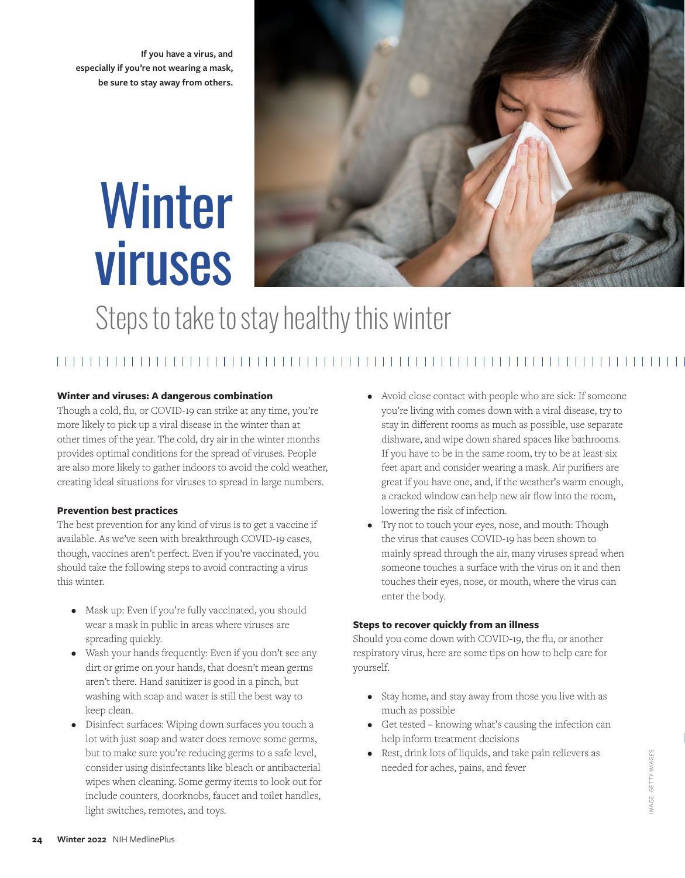**If you have a virus, and especially if you're not wearing a mask, be sure to stay away from others.**

# Winter viruses

## Steps to take to stay healthy this winter

**Winter and viruses: A dangerous combination**

Though a cold, flu, or COVID-19 can strike at any time, you're more likely to pick up a viral disease in the winter than at other times of the year. The cold, dry air in the winter months provides optimal conditions for the spread of viruses. People are also more likely to gather indoors to avoid the cold weather, creating ideal situations for viruses to spread in large numbers.

**Prevention best practices**

The best prevention for any kind of virus is to get a vaccine if available. As we've seen with breakthrough COVID-19 cases, though, vaccines aren't perfect. Even if you're vaccinated, you should take the following steps to avoid contracting a virus this winter.

- Mask up: Even if you're fully vaccinated, you should wear a mask in public in areas where viruses are spreading quickly.
- Wash your hands frequently: Even if you don't see any dirt or grime on your hands, that doesn't mean germs aren't there. Hand sanitizer is good in a pinch, but washing with soap and water is still the best way to keep clean.
- Disinfect surfaces: Wiping down surfaces you touch a lot with just soap and water does remove some germs, but to make sure you're reducing germs to a safe level, consider using disinfectants like bleach or antibacterial wipes when cleaning. Some germy items to look out for include counters, doorknobs, faucet and toilet handles, light switches, remotes, and toys.
- Avoid close contact with people who are sick: If someone you're living with comes down with a viral disease, try to stay in different rooms as much as possible, use separate dishware, and wipe down shared spaces like bathrooms. If you have to be in the same room, try to be at least six feet apart and consider wearing a mask. Air purifiers are great if you have one, and, if the weather's warm enough, a cracked window can help new air flow into the room, lowering the risk of infection.
- Try not to touch your eyes, nose, and mouth: Though the virus that causes COVID-19 has been shown to mainly spread through the air, many viruses spread when someone touches a surface with the virus on it and then touches their eyes, nose, or mouth, where the virus can enter the body.

**Steps to recover quickly from an illness**

Should you come down with COVID-19, the flu, or another respiratory virus, here are some tips on how to help care for yourself.

- Stay home, and stay away from those you live with as much as possible
- Get tested – knowing what's causing the infection can help inform treatment decisions
- Rest, drink lots of liquids, and take pain relievers as needed for aches, pains, and fever

IMAGE: GETTY IMAGES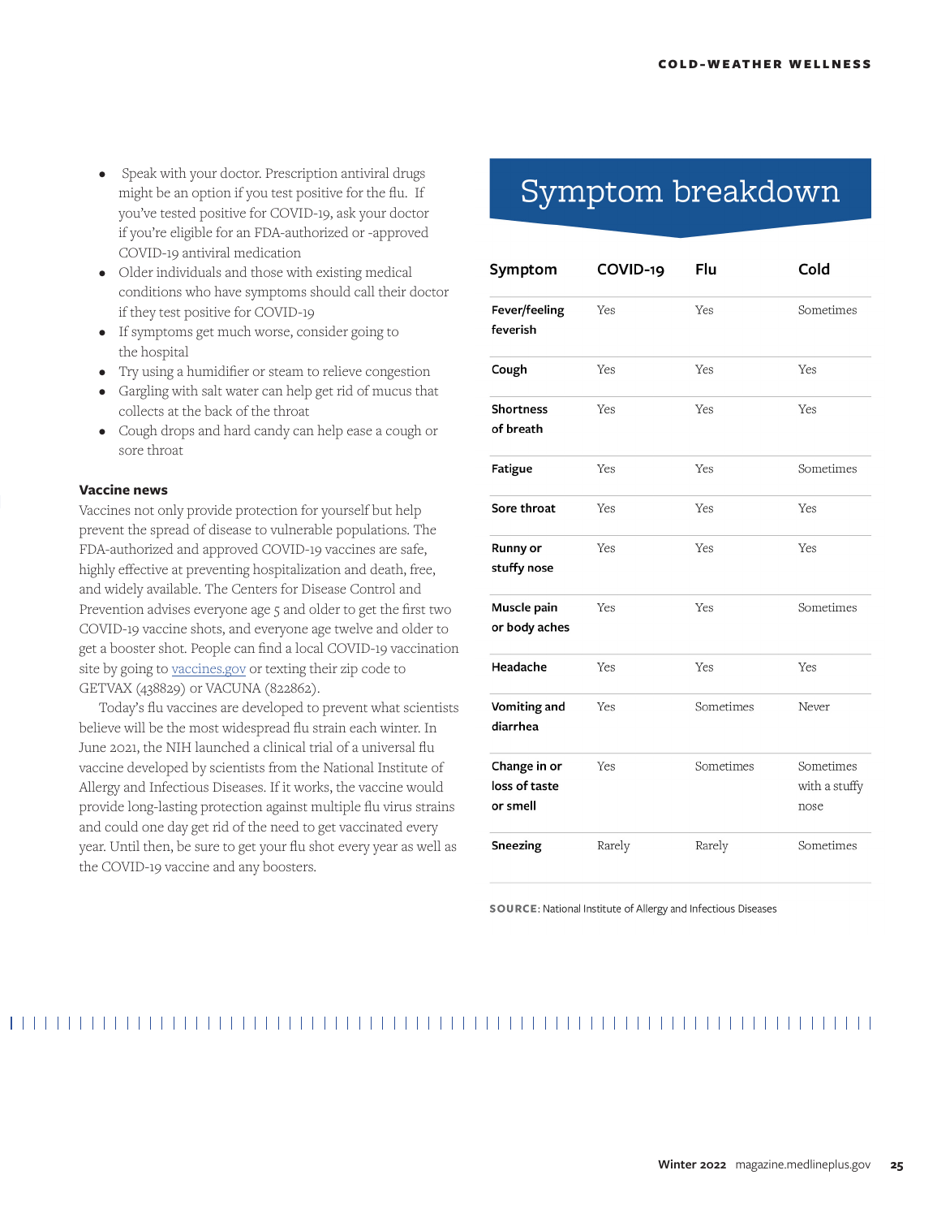- Speak with your doctor. Prescription antiviral drugs might be an option if you test positive for the flu. If you've tested positive for COVID-19, ask your doctor if you're eligible for an FDA-authorized or -approved COVID-19 antiviral medication
- Older individuals and those with existing medical conditions who have symptoms should call their doctor if they test positive for COVID-19
- If symptoms get much worse, consider going to the hospital
- Try using a humidifier or steam to relieve congestion
- Gargling with salt water can help get rid of mucus that collects at the back of the throat
- Cough drops and hard candy can help ease a cough or sore throat

### Vaccine news

Vaccines not only provide protection for yourself but help prevent the spread of disease to vulnerable populations. The FDA-authorized and approved COVID-19 vaccines are safe, highly effective at preventing hospitalization and death, free, and widely available. The Centers for Disease Control and Prevention advises everyone age 5 and older to get the first two COVID-19 vaccine shots, and everyone age twelve and older to get a booster shot. People can find a local COVID-19 vaccination site by going to vaccines.gov or texting their zip code to GETVAX (438829) or VACUNA (822862).

Today's flu vaccines are developed to prevent what scientists believe will be the most widespread flu strain each winter. In June 2021, the NIH launched a clinical trial of a universal flu vaccine developed by scientists from the National Institute of Allergy and Infectious Diseases. If it works, the vaccine would provide long-lasting protection against multiple flu virus strains and could one day get rid of the need to get vaccinated every year. Until then, be sure to get your flu shot every year as well as the COVID-19 vaccine and any boosters.

## Symptom breakdown

| Symptom | COVID-19 | Flu | Cold |
|---|---|---|---|
| **Fever/feeling feverish** | Yes | Yes | Sometimes |
| **Cough** | Yes | Yes | Yes |
| **Shortness of breath** | Yes | Yes | Yes |
| **Fatigue** | Yes | Yes | Sometimes |
| **Sore throat** | Yes | Yes | Yes |
| **Runny or stuffy nose** | Yes | Yes | Yes |
| **Muscle pain or body aches** | Yes | Yes | Sometimes |
| **Headache** | Yes | Yes | Yes |
| **Vomiting and diarrhea** | Yes | Sometimes | Never |
| **Change in or loss of taste or smell** | Yes | Sometimes | Sometimes with a stuffy nose |
| **Sneezing** | Rarely | Rarely | Sometimes |

**SOURCE**: National Institute of Allergy and Infectious Diseases